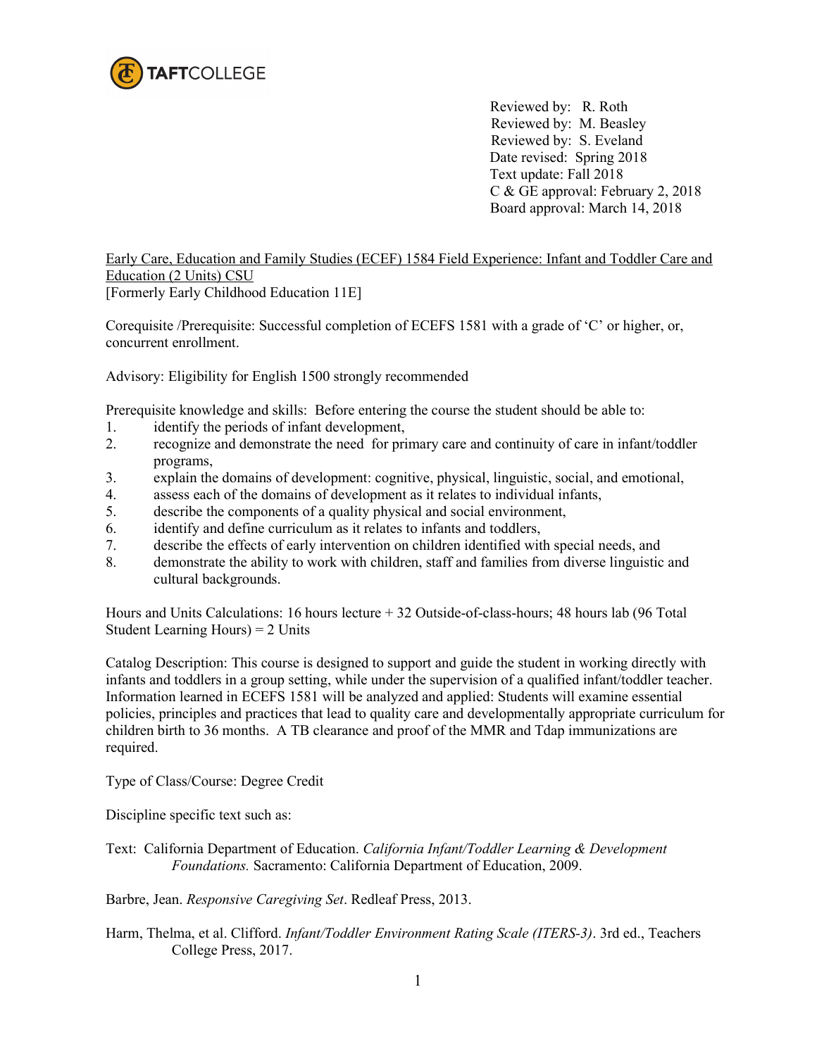TAFTCOLLEGE

Reviewed by: R. Roth
Reviewed by: M. Beasley
Reviewed by: S. Eveland
Date revised: Spring 2018
Text update: Fall 2018
C & GE approval: February 2, 2018
Board approval: March 14, 2018

Early Care, Education and Family Studies (ECEF) 1584 Field Experience: Infant and Toddler Care and Education (2 Units) CSU
[Formerly Early Childhood Education 11E]

Corequisite /Prerequisite: Successful completion of ECEFS 1581 with a grade of 'C' or higher, or, concurrent enrollment.

Advisory: Eligibility for English 1500 strongly recommended

Prerequisite knowledge and skills: Before entering the course the student should be able to:

1. identify the periods of infant development,
2. recognize and demonstrate the need for primary care and continuity of care in infant/toddler programs,
3. explain the domains of development: cognitive, physical, linguistic, social, and emotional,
4. assess each of the domains of development as it relates to individual infants,
5. describe the components of a quality physical and social environment,
6. identify and define curriculum as it relates to infants and toddlers,
7. describe the effects of early intervention on children identified with special needs, and
8. demonstrate the ability to work with children, staff and families from diverse linguistic and cultural backgrounds.

Hours and Units Calculations: 16 hours lecture + 32 Outside-of-class-hours; 48 hours lab (96 Total Student Learning Hours) = 2 Units

Catalog Description: This course is designed to support and guide the student in working directly with infants and toddlers in a group setting, while under the supervision of a qualified infant/toddler teacher. Information learned in ECEFS 1581 will be analyzed and applied: Students will examine essential policies, principles and practices that lead to quality care and developmentally appropriate curriculum for children birth to 36 months. A TB clearance and proof of the MMR and Tdap immunizations are required.

Type of Class/Course: Degree Credit

Discipline specific text such as:

Text: California Department of Education. *California Infant/Toddler Learning & Development Foundations.* Sacramento: California Department of Education, 2009.

Barbre, Jean. *Responsive Caregiving Set*. Redleaf Press, 2013.

Harm, Thelma, et al. Clifford. *Infant/Toddler Environment Rating Scale (ITERS-3)*. 3rd ed., Teachers College Press, 2017.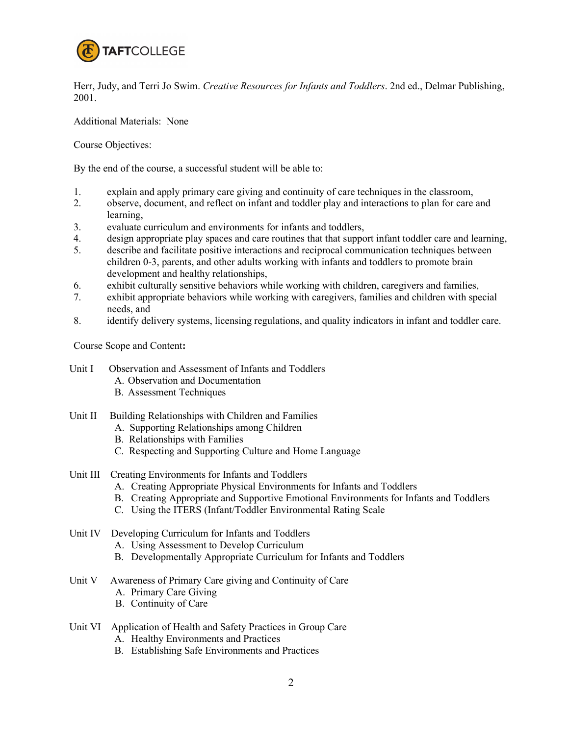Herr, Judy, and Terri Jo Swim. *Creative Resources for Infants and Toddlers*. 2nd ed., Delmar Publishing, 2001.

Additional Materials: None

Course Objectives:

By the end of the course, a successful student will be able to:

1. explain and apply primary care giving and continuity of care techniques in the classroom,
2. observe, document, and reflect on infant and toddler play and interactions to plan for care and learning,
3. evaluate curriculum and environments for infants and toddlers,
4. design appropriate play spaces and care routines that that support infant toddler care and learning,
5. describe and facilitate positive interactions and reciprocal communication techniques between children 0-3, parents, and other adults working with infants and toddlers to promote brain development and healthy relationships,
6. exhibit culturally sensitive behaviors while working with children, caregivers and families,
7. exhibit appropriate behaviors while working with caregivers, families and children with special needs, and
8. identify delivery systems, licensing regulations, and quality indicators in infant and toddler care.

Course Scope and Content**:**

Unit I Observation and Assessment of Infants and Toddlers
- A. Observation and Documentation
- B. Assessment Techniques

Unit II Building Relationships with Children and Families
- A. Supporting Relationships among Children
- B. Relationships with Families
- C. Respecting and Supporting Culture and Home Language

Unit III Creating Environments for Infants and Toddlers
- A. Creating Appropriate Physical Environments for Infants and Toddlers
- B. Creating Appropriate and Supportive Emotional Environments for Infants and Toddlers
- C. Using the ITERS (Infant/Toddler Environmental Rating Scale

Unit IV Developing Curriculum for Infants and Toddlers
- A. Using Assessment to Develop Curriculum
- B. Developmentally Appropriate Curriculum for Infants and Toddlers

Unit V Awareness of Primary Care giving and Continuity of Care
- A. Primary Care Giving
- B. Continuity of Care

Unit VI Application of Health and Safety Practices in Group Care
- A. Healthy Environments and Practices
- B. Establishing Safe Environments and Practices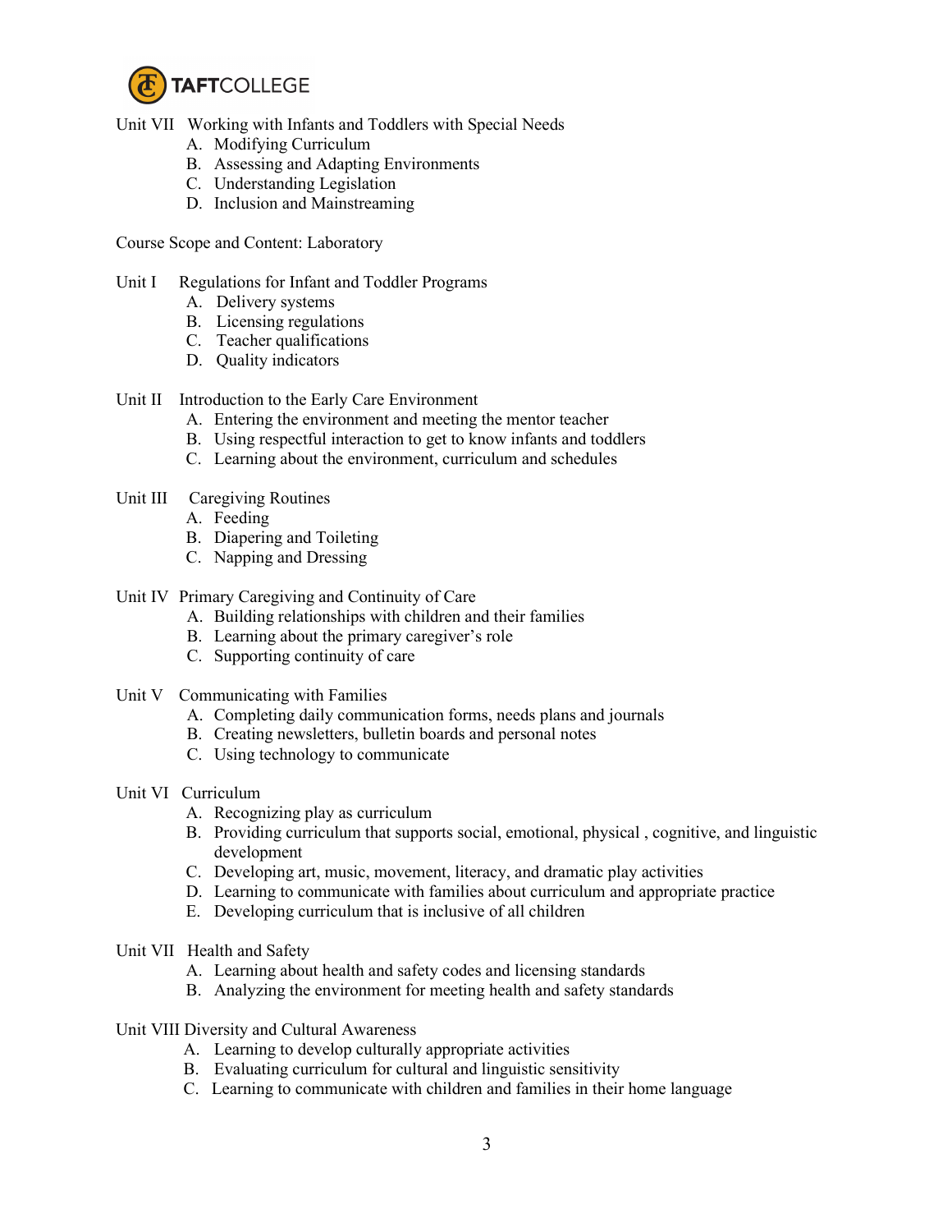Unit VII Working with Infants and Toddlers with Special Needs

A. Modifying Curriculum
B. Assessing and Adapting Environments
C. Understanding Legislation
D. Inclusion and Mainstreaming

Course Scope and Content: Laboratory

Unit I Regulations for Infant and Toddler Programs

A. Delivery systems
B. Licensing regulations
C. Teacher qualifications
D. Quality indicators

Unit II Introduction to the Early Care Environment

A. Entering the environment and meeting the mentor teacher
B. Using respectful interaction to get to know infants and toddlers
C. Learning about the environment, curriculum and schedules

Unit III Caregiving Routines

A. Feeding
B. Diapering and Toileting
C. Napping and Dressing

Unit IV Primary Caregiving and Continuity of Care

A. Building relationships with children and their families
B. Learning about the primary caregiver's role
C. Supporting continuity of care

Unit V Communicating with Families

A. Completing daily communication forms, needs plans and journals
B. Creating newsletters, bulletin boards and personal notes
C. Using technology to communicate

Unit VI Curriculum

A. Recognizing play as curriculum
B. Providing curriculum that supports social, emotional, physical , cognitive, and linguistic development
C. Developing art, music, movement, literacy, and dramatic play activities
D. Learning to communicate with families about curriculum and appropriate practice
E. Developing curriculum that is inclusive of all children

Unit VII Health and Safety

A. Learning about health and safety codes and licensing standards
B. Analyzing the environment for meeting health and safety standards

Unit VIII Diversity and Cultural Awareness

A. Learning to develop culturally appropriate activities
B. Evaluating curriculum for cultural and linguistic sensitivity
C. Learning to communicate with children and families in their home language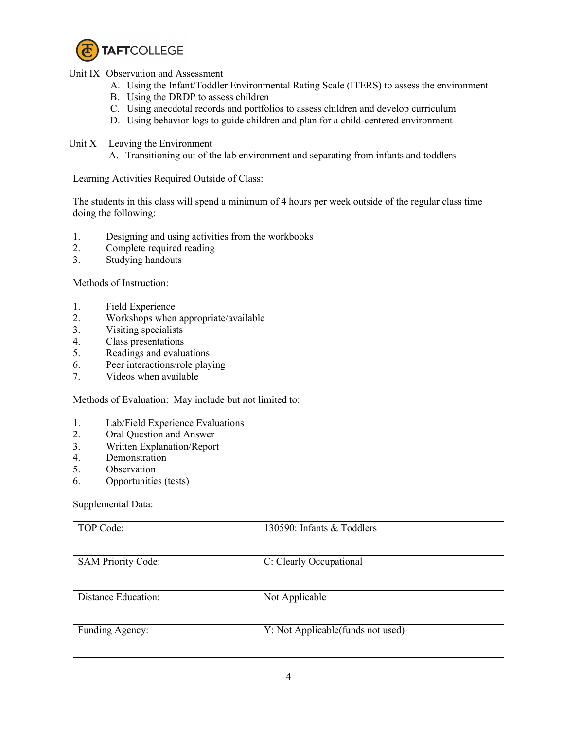Unit IX Observation and Assessment

A. Using the Infant/Toddler Environmental Rating Scale (ITERS) to assess the environment
B. Using the DRDP to assess children
C. Using anecdotal records and portfolios to assess children and develop curriculum
D. Using behavior logs to guide children and plan for a child-centered environment

Unit X Leaving the Environment

A. Transitioning out of the lab environment and separating from infants and toddlers

Learning Activities Required Outside of Class:

The students in this class will spend a minimum of 4 hours per week outside of the regular class time doing the following:

1. Designing and using activities from the workbooks
2. Complete required reading
3. Studying handouts

Methods of Instruction:

1. Field Experience
2. Workshops when appropriate/available
3. Visiting specialists
4. Class presentations
5. Readings and evaluations
6. Peer interactions/role playing
7. Videos when available

Methods of Evaluation: May include but not limited to:

1. Lab/Field Experience Evaluations
2. Oral Question and Answer
3. Written Explanation/Report
4. Demonstration
5. Observation
6. Opportunities (tests)

Supplemental Data:

| | |
|---|---|
| TOP Code: | 130590: Infants & Toddlers |
| SAM Priority Code: | C: Clearly Occupational |
| Distance Education: | Not Applicable |
| Funding Agency: | Y: Not Applicable(funds not used) |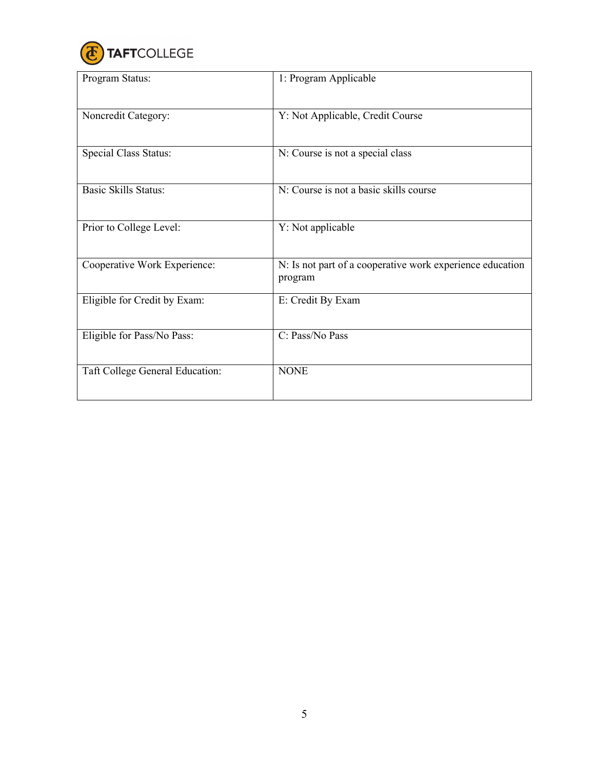| | |
|---|---|
| Program Status: | 1: Program Applicable |
| Noncredit Category: | Y: Not Applicable, Credit Course |
| Special Class Status: | N: Course is not a special class |
| Basic Skills Status: | N: Course is not a basic skills course |
| Prior to College Level: | Y: Not applicable |
| Cooperative Work Experience: | N: Is not part of a cooperative work experience education program |
| Eligible for Credit by Exam: | E: Credit By Exam |
| Eligible for Pass/No Pass: | C: Pass/No Pass |
| Taft College General Education: | NONE |